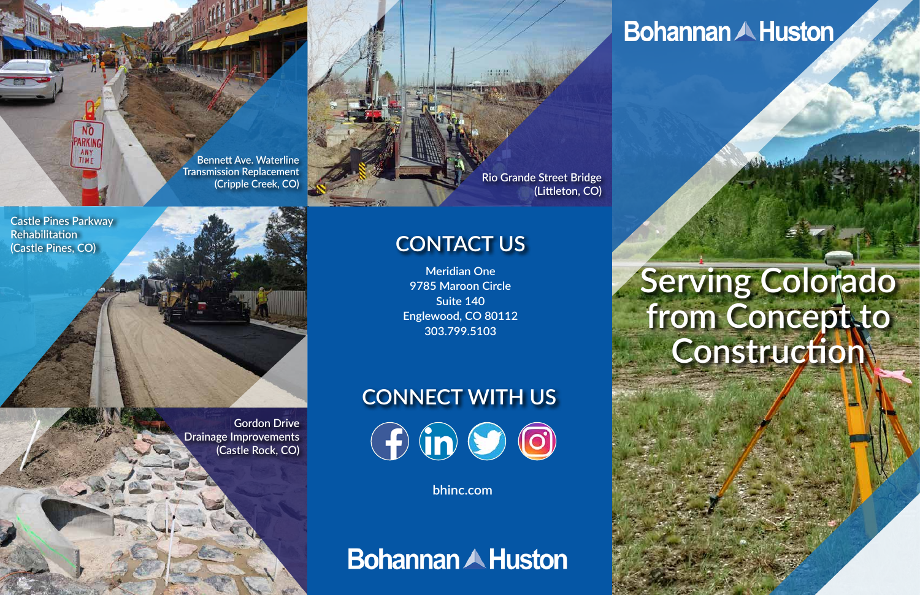Bennett Ave. Waterline Transmission Replacement (Cripple Creek, CO)

Rio Grande Street Bridge (Littleton, CO)

# Bohannan Huston

Castle Pines Parkway Rehabilitation (Castle Pines, CO)

## CONTACT US

Meridian One
9785 Maroon Circle
Suite 140
Englewood, CO 80112
303.799.5103

## Serving Colorado from Concept to Construction

Gordon Drive Drainage Improvements (Castle Rock, CO)

## CONNECT WITH US

bhinc.com

Bohannan Huston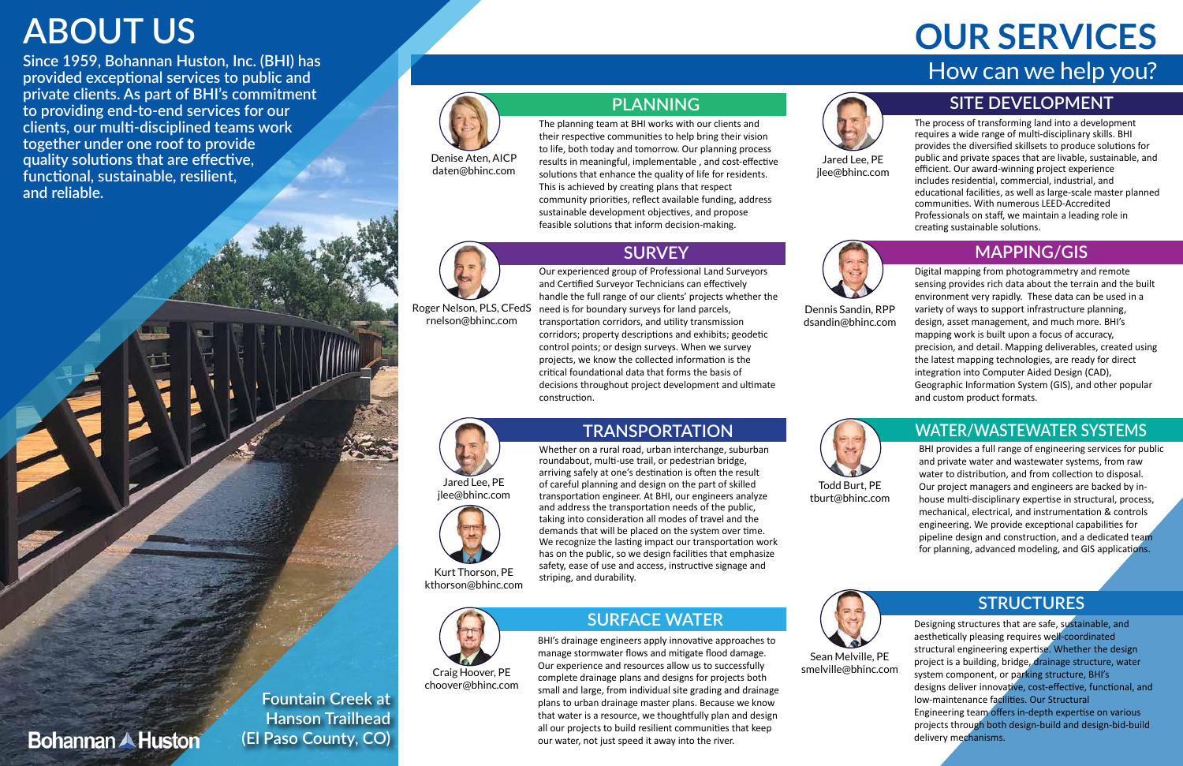# ABOUT US

**Since 1959, Bohannan Huston, Inc. (BHI) has provided exceptional services to public and private clients. As part of BHI's commitment to providing end-to-end services for our clients, our multi-disciplined teams work together under one roof to provide quality solutions that are effective, functional, sustainable, resilient, and reliable.**

**Fountain Creek at Hanson Trailhead (El Paso County, CO)**

**Bohannan Huston**

# OUR SERVICES

How can we help you?

## PLANNING

Denise Aten, AICP
daten@bhinc.com

The planning team at BHI works with our clients and their respective communities to help bring their vision to life, both today and tomorrow. Our planning process results in meaningful, implementable , and cost-effective solutions that enhance the quality of life for residents. This is achieved by creating plans that respect community priorities, reflect available funding, address sustainable development objectives, and propose feasible solutions that inform decision-making.

## SURVEY

Roger Nelson, PLS, CFedS
rnelson@bhinc.com

Our experienced group of Professional Land Surveyors and Certified Surveyor Technicians can effectively handle the full range of our clients' projects whether the need is for boundary surveys for land parcels, transportation corridors, and utility transmission corridors; property descriptions and exhibits; geodetic control points; or design surveys. When we survey projects, we know the collected information is the critical foundational data that forms the basis of decisions throughout project development and ultimate construction.

## TRANSPORTATION

Jared Lee, PE
jlee@bhinc.com

Kurt Thorson, PE
kthorson@bhinc.com

Whether on a rural road, urban interchange, suburban roundabout, multi-use trail, or pedestrian bridge, arriving safely at one's destination is often the result of careful planning and design on the part of skilled transportation engineer. At BHI, our engineers analyze and address the transportation needs of the public, taking into consideration all modes of travel and the demands that will be placed on the system over time. We recognize the lasting impact our transportation work has on the public, so we design facilities that emphasize safety, ease of use and access, instructive signage and striping, and durability.

## SURFACE WATER

Craig Hoover, PE
choover@bhinc.com

BHI's drainage engineers apply innovative approaches to manage stormwater flows and mitigate flood damage. Our experience and resources allow us to successfully complete drainage plans and designs for projects both small and large, from individual site grading and drainage plans to urban drainage master plans. Because we know that water is a resource, we thoughtfully plan and design all our projects to build resilient communities that keep our water, not just speed it away into the river.

## SITE DEVELOPMENT

Jared Lee, PE
jlee@bhinc.com

The process of transforming land into a development requires a wide range of multi-disciplinary skills. BHI provides the diversified skillsets to produce solutions for public and private spaces that are livable, sustainable, and efficient. Our award-winning project experience includes residential, commercial, industrial, and educational facilities, as well as large-scale master planned communities. With numerous LEED-Accredited Professionals on staff, we maintain a leading role in creating sustainable solutions.

## MAPPING/GIS

Dennis Sandin, RPP
dsandin@bhinc.com

Digital mapping from photogrammetry and remote sensing provides rich data about the terrain and the built environment very rapidly. These data can be used in a variety of ways to support infrastructure planning, design, asset management, and much more. BHI's mapping work is built upon a focus of accuracy, precision, and detail. Mapping deliverables, created using the latest mapping technologies, are ready for direct integration into Computer Aided Design (CAD), Geographic Information System (GIS), and other popular and custom product formats.

## WATER/WASTEWATER SYSTEMS

Todd Burt, PE
tburt@bhinc.com

BHI provides a full range of engineering services for public and private water and wastewater systems, from raw water to distribution, and from collection to disposal. Our project managers and engineers are backed by in-house multi-disciplinary expertise in structural, process, mechanical, electrical, and instrumentation & controls engineering. We provide exceptional capabilities for pipeline design and construction, and a dedicated team for planning, advanced modeling, and GIS applications.

## STRUCTURES

Sean Melville, PE
smelville@bhinc.com

Designing structures that are safe, sustainable, and aesthetically pleasing requires well-coordinated structural engineering expertise. Whether the design project is a building, bridge, drainage structure, water system component, or parking structure, BHI's designs deliver innovative, cost-effective, functional, and low-maintenance facilities. Our Structural Engineering team offers in-depth expertise on various projects through both design-build and design-bid-build delivery mechanisms.